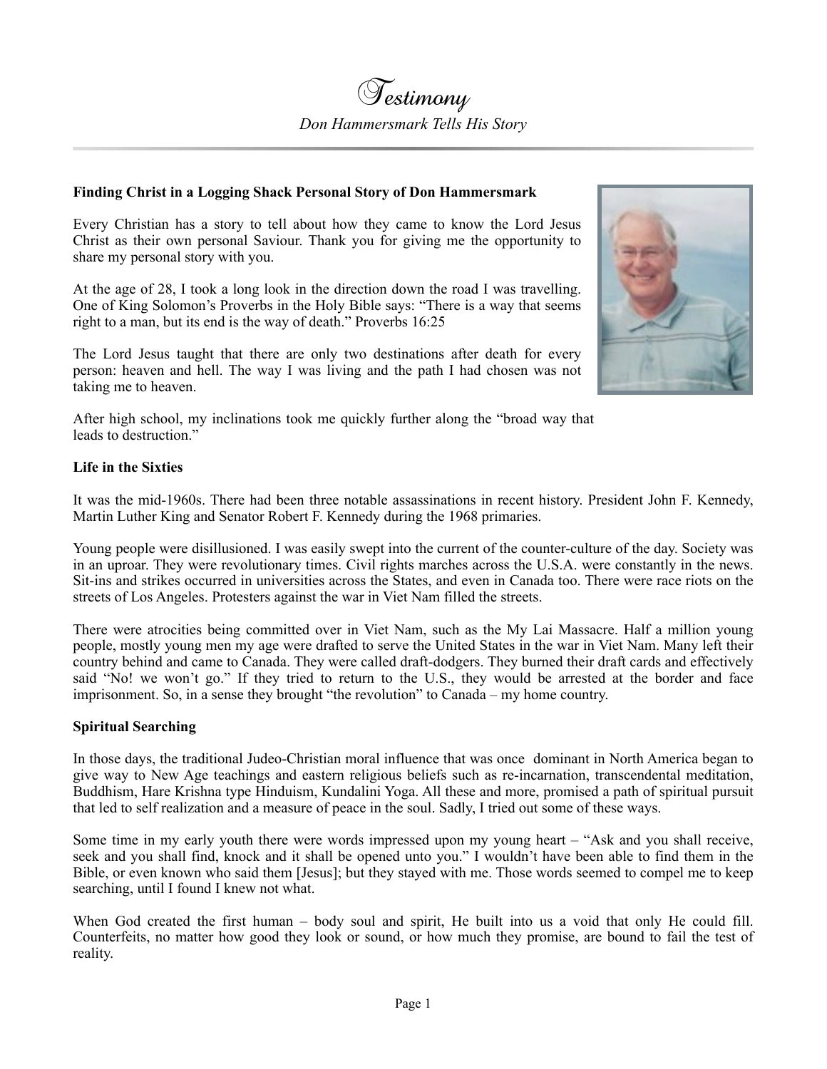# Testimony

*Don Hammersmark Tells His Story*

**Finding Christ in a Logging Shack Personal Story of Don Hammersmark**

Every Christian has a story to tell about how they came to know the Lord Jesus Christ as their own personal Saviour. Thank you for giving me the opportunity to share my personal story with you.

At the age of 28, I took a long look in the direction down the road I was travelling. One of King Solomon's Proverbs in the Holy Bible says: "There is a way that seems right to a man, but its end is the way of death." Proverbs 16:25

The Lord Jesus taught that there are only two destinations after death for every person: heaven and hell. The way I was living and the path I had chosen was not taking me to heaven.

After high school, my inclinations took me quickly further along the "broad way that leads to destruction."

**Life in the Sixties**

It was the mid-1960s. There had been three notable assassinations in recent history. President John F. Kennedy, Martin Luther King and Senator Robert F. Kennedy during the 1968 primaries.

Young people were disillusioned. I was easily swept into the current of the counter-culture of the day. Society was in an uproar. They were revolutionary times. Civil rights marches across the U.S.A. were constantly in the news. Sit-ins and strikes occurred in universities across the States, and even in Canada too. There were race riots on the streets of Los Angeles. Protesters against the war in Viet Nam filled the streets.

There were atrocities being committed over in Viet Nam, such as the My Lai Massacre. Half a million young people, mostly young men my age were drafted to serve the United States in the war in Viet Nam. Many left their country behind and came to Canada. They were called draft-dodgers. They burned their draft cards and effectively said "No! we won't go." If they tried to return to the U.S., they would be arrested at the border and face imprisonment. So, in a sense they brought "the revolution" to Canada – my home country.

**Spiritual Searching**

In those days, the traditional Judeo-Christian moral influence that was once dominant in North America began to give way to New Age teachings and eastern religious beliefs such as re-incarnation, transcendental meditation, Buddhism, Hare Krishna type Hinduism, Kundalini Yoga. All these and more, promised a path of spiritual pursuit that led to self realization and a measure of peace in the soul. Sadly, I tried out some of these ways.

Some time in my early youth there were words impressed upon my young heart – "Ask and you shall receive, seek and you shall find, knock and it shall be opened unto you." I wouldn't have been able to find them in the Bible, or even known who said them [Jesus]; but they stayed with me. Those words seemed to compel me to keep searching, until I found I knew not what.

When God created the first human – body soul and spirit, He built into us a void that only He could fill. Counterfeits, no matter how good they look or sound, or how much they promise, are bound to fail the test of reality.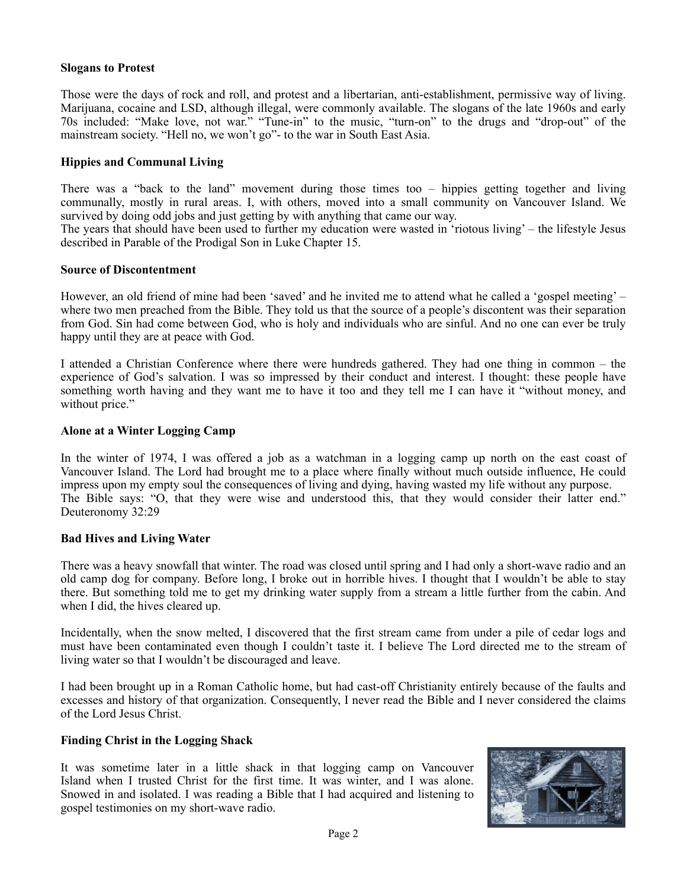**Slogans to Protest**

Those were the days of rock and roll, and protest and a libertarian, anti-establishment, permissive way of living. Marijuana, cocaine and LSD, although illegal, were commonly available. The slogans of the late 1960s and early 70s included: "Make love, not war." "Tune-in" to the music, "turn-on" to the drugs and "drop-out" of the mainstream society. "Hell no, we won't go"- to the war in South East Asia.

**Hippies and Communal Living**

There was a "back to the land" movement during those times too – hippies getting together and living communally, mostly in rural areas. I, with others, moved into a small community on Vancouver Island. We survived by doing odd jobs and just getting by with anything that came our way.
The years that should have been used to further my education were wasted in 'riotous living' – the lifestyle Jesus described in Parable of the Prodigal Son in Luke Chapter 15.

**Source of Discontentment**

However, an old friend of mine had been 'saved' and he invited me to attend what he called a 'gospel meeting' – where two men preached from the Bible. They told us that the source of a people's discontent was their separation from God. Sin had come between God, who is holy and individuals who are sinful. And no one can ever be truly happy until they are at peace with God.

I attended a Christian Conference where there were hundreds gathered. They had one thing in common – the experience of God's salvation. I was so impressed by their conduct and interest. I thought: these people have something worth having and they want me to have it too and they tell me I can have it "without money, and without price."

**Alone at a Winter Logging Camp**

In the winter of 1974, I was offered a job as a watchman in a logging camp up north on the east coast of Vancouver Island. The Lord had brought me to a place where finally without much outside influence, He could impress upon my empty soul the consequences of living and dying, having wasted my life without any purpose.
The Bible says: "O, that they were wise and understood this, that they would consider their latter end." Deuteronomy 32:29

**Bad Hives and Living Water**

There was a heavy snowfall that winter. The road was closed until spring and I had only a short-wave radio and an old camp dog for company. Before long, I broke out in horrible hives. I thought that I wouldn't be able to stay there. But something told me to get my drinking water supply from a stream a little further from the cabin. And when I did, the hives cleared up.

Incidentally, when the snow melted, I discovered that the first stream came from under a pile of cedar logs and must have been contaminated even though I couldn't taste it. I believe The Lord directed me to the stream of living water so that I wouldn't be discouraged and leave.

I had been brought up in a Roman Catholic home, but had cast-off Christianity entirely because of the faults and excesses and history of that organization. Consequently, I never read the Bible and I never considered the claims of the Lord Jesus Christ.

**Finding Christ in the Logging Shack**

It was sometime later in a little shack in that logging camp on Vancouver Island when I trusted Christ for the first time. It was winter, and I was alone. Snowed in and isolated. I was reading a Bible that I had acquired and listening to gospel testimonies on my short-wave radio.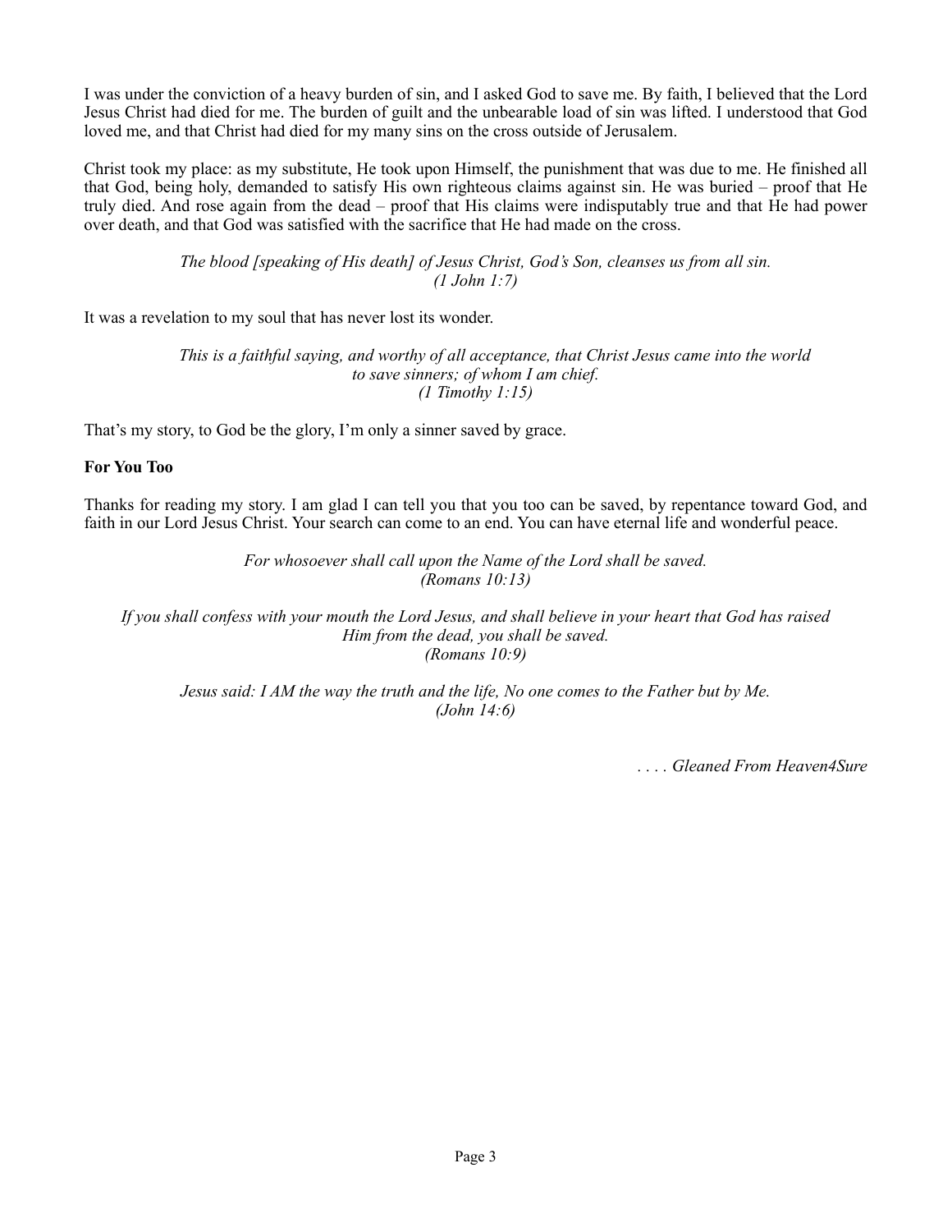I was under the conviction of a heavy burden of sin, and I asked God to save me. By faith, I believed that the Lord Jesus Christ had died for me. The burden of guilt and the unbearable load of sin was lifted. I understood that God loved me, and that Christ had died for my many sins on the cross outside of Jerusalem.

Christ took my place: as my substitute, He took upon Himself, the punishment that was due to me. He finished all that God, being holy, demanded to satisfy His own righteous claims against sin. He was buried – proof that He truly died. And rose again from the dead – proof that His claims were indisputably true and that He had power over death, and that God was satisfied with the sacrifice that He had made on the cross.

*The blood [speaking of His death] of Jesus Christ, God's Son, cleanses us from all sin.*
*(1 John 1:7)*

It was a revelation to my soul that has never lost its wonder.

*This is a faithful saying, and worthy of all acceptance, that Christ Jesus came into the world to save sinners; of whom I am chief.*
*(1 Timothy 1:15)*

That's my story, to God be the glory, I'm only a sinner saved by grace.

**For You Too**

Thanks for reading my story. I am glad I can tell you that you too can be saved, by repentance toward God, and faith in our Lord Jesus Christ. Your search can come to an end. You can have eternal life and wonderful peace.

*For whosoever shall call upon the Name of the Lord shall be saved.*
*(Romans 10:13)*

*If you shall confess with your mouth the Lord Jesus, and shall believe in your heart that God has raised Him from the dead, you shall be saved.*
*(Romans 10:9)*

*Jesus said: I AM the way the truth and the life, No one comes to the Father but by Me.*
*(John 14:6)*

*. . . . Gleaned From Heaven4Sure*